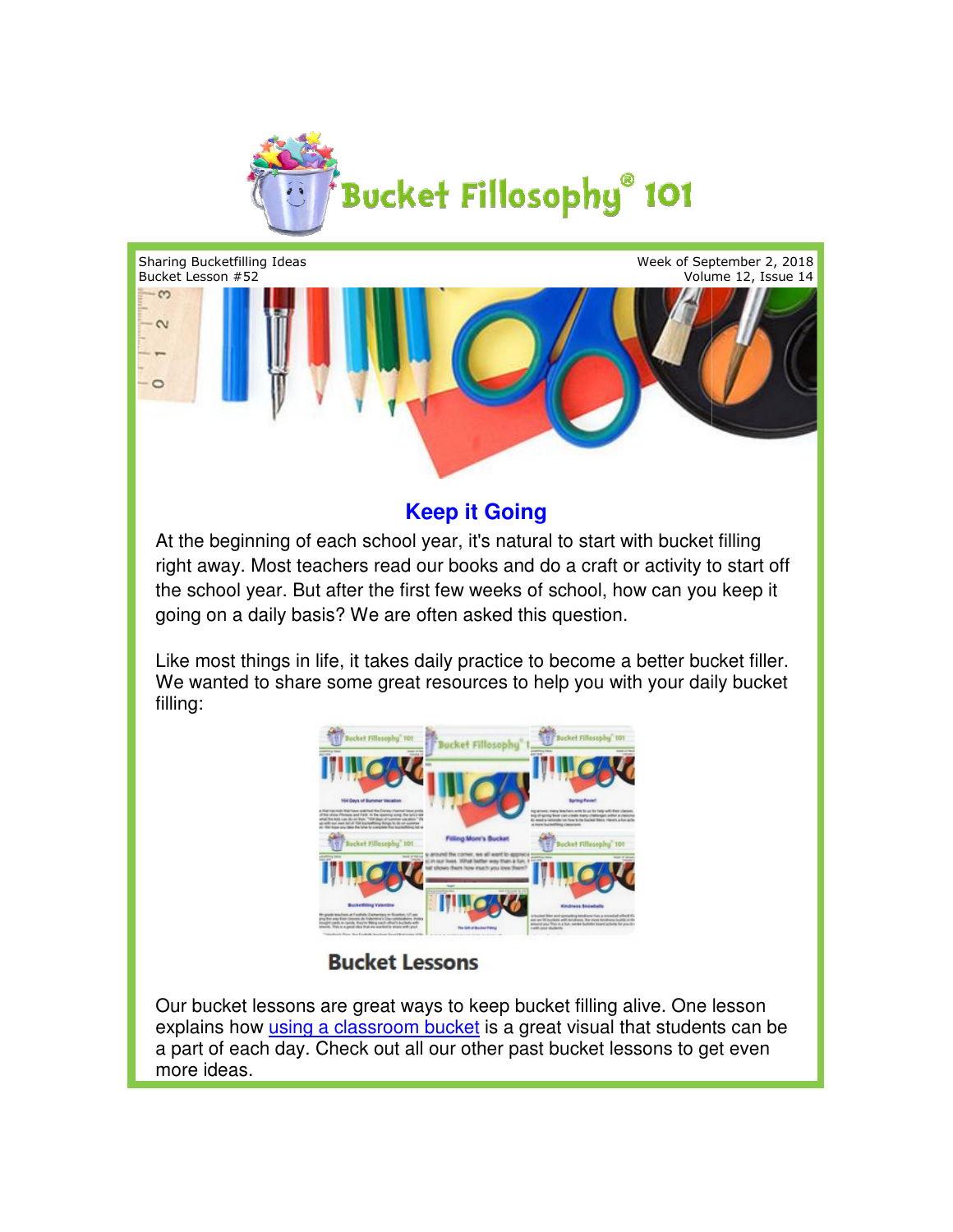# Bucket Fillosophy® 101

Sharing Bucketfilling Ideas
Bucket Lesson #52

Week of September 2, 2018
Volume 12, Issue 14

## Keep it Going

At the beginning of each school year, it's natural to start with bucket filling right away. Most teachers read our books and do a craft or activity to start off the school year. But after the first few weeks of school, how can you keep it going on a daily basis? We are often asked this question.

Like most things in life, it takes daily practice to become a better bucket filler. We wanted to share some great resources to help you with your daily bucket filling:

### Bucket Lessons

Our bucket lessons are great ways to keep bucket filling alive. One lesson explains how using a classroom bucket is a great visual that students can be a part of each day. Check out all our other past bucket lessons to get even more ideas.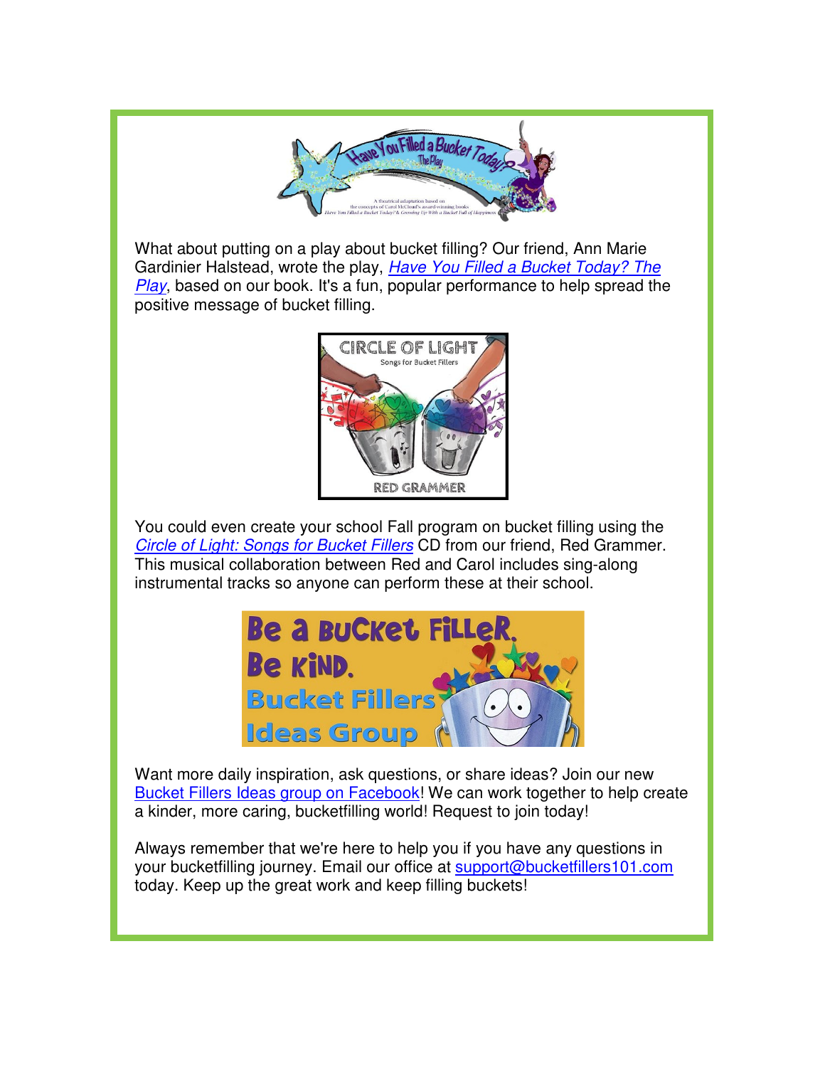What about putting on a play about bucket filling? Our friend, Ann Marie Gardinier Halstead, wrote the play, *Have You Filled a Bucket Today? The Play*, based on our book. It's a fun, popular performance to help spread the positive message of bucket filling.

You could even create your school Fall program on bucket filling using the *Circle of Light: Songs for Bucket Fillers* CD from our friend, Red Grammer. This musical collaboration between Red and Carol includes sing-along instrumental tracks so anyone can perform these at their school.

Want more daily inspiration, ask questions, or share ideas? Join our new Bucket Fillers Ideas group on Facebook! We can work together to help create a kinder, more caring, bucketfilling world! Request to join today!

Always remember that we're here to help you if you have any questions in your bucketfilling journey. Email our office at support@bucketfillers101.com today. Keep up the great work and keep filling buckets!